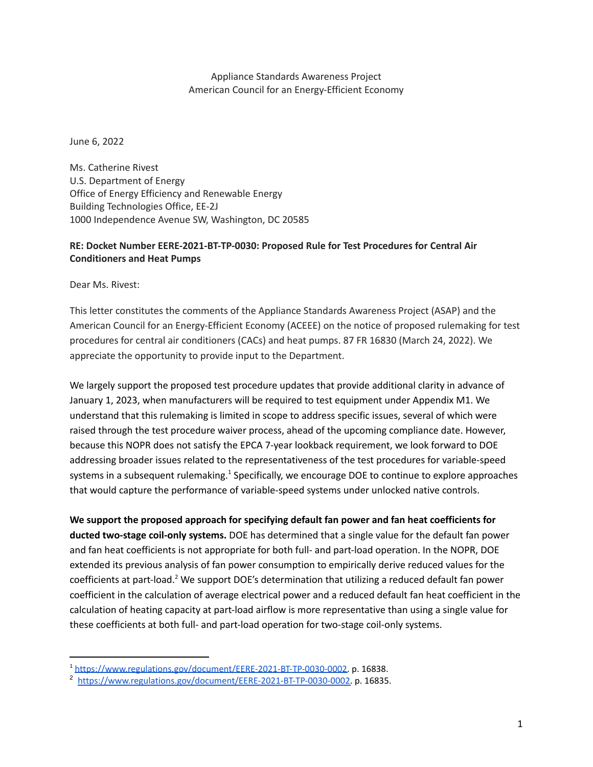Appliance Standards Awareness Project
American Council for an Energy-Efficient Economy

June 6, 2022

Ms. Catherine Rivest
U.S. Department of Energy
Office of Energy Efficiency and Renewable Energy
Building Technologies Office, EE-2J
1000 Independence Avenue SW, Washington, DC 20585

**RE: Docket Number EERE-2021-BT-TP-0030: Proposed Rule for Test Procedures for Central Air Conditioners and Heat Pumps**

Dear Ms. Rivest:

This letter constitutes the comments of the Appliance Standards Awareness Project (ASAP) and the American Council for an Energy-Efficient Economy (ACEEE) on the notice of proposed rulemaking for test procedures for central air conditioners (CACs) and heat pumps. 87 FR 16830 (March 24, 2022). We appreciate the opportunity to provide input to the Department.

We largely support the proposed test procedure updates that provide additional clarity in advance of January 1, 2023, when manufacturers will be required to test equipment under Appendix M1. We understand that this rulemaking is limited in scope to address specific issues, several of which were raised through the test procedure waiver process, ahead of the upcoming compliance date. However, because this NOPR does not satisfy the EPCA 7-year lookback requirement, we look forward to DOE addressing broader issues related to the representativeness of the test procedures for variable-speed systems in a subsequent rulemaking.[1] Specifically, we encourage DOE to continue to explore approaches that would capture the performance of variable-speed systems under unlocked native controls.

**We support the proposed approach for specifying default fan power and fan heat coefficients for ducted two-stage coil-only systems.** DOE has determined that a single value for the default fan power and fan heat coefficients is not appropriate for both full- and part-load operation. In the NOPR, DOE extended its previous analysis of fan power consumption to empirically derive reduced values for the coefficients at part-load.[2] We support DOE's determination that utilizing a reduced default fan power coefficient in the calculation of average electrical power and a reduced default fan heat coefficient in the calculation of heating capacity at part-load airflow is more representative than using a single value for these coefficients at both full- and part-load operation for two-stage coil-only systems.

---

[1] https://www.regulations.gov/document/EERE-2021-BT-TP-0030-0002. p. 16838.

[2] https://www.regulations.gov/document/EERE-2021-BT-TP-0030-0002. p. 16835.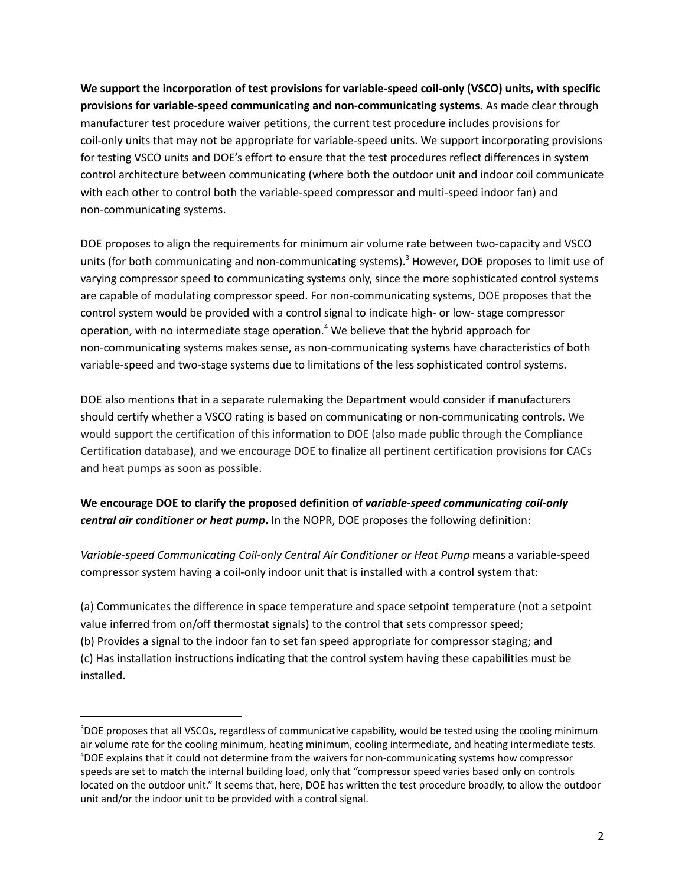**We support the incorporation of test provisions for variable-speed coil-only (VSCO) units, with specific provisions for variable-speed communicating and non-communicating systems.** As made clear through manufacturer test procedure waiver petitions, the current test procedure includes provisions for coil-only units that may not be appropriate for variable-speed units. We support incorporating provisions for testing VSCO units and DOE's effort to ensure that the test procedures reflect differences in system control architecture between communicating (where both the outdoor unit and indoor coil communicate with each other to control both the variable-speed compressor and multi-speed indoor fan) and non-communicating systems.

DOE proposes to align the requirements for minimum air volume rate between two-capacity and VSCO units (for both communicating and non-communicating systems).[3] However, DOE proposes to limit use of varying compressor speed to communicating systems only, since the more sophisticated control systems are capable of modulating compressor speed. For non-communicating systems, DOE proposes that the control system would be provided with a control signal to indicate high- or low- stage compressor operation, with no intermediate stage operation.[4] We believe that the hybrid approach for non-communicating systems makes sense, as non-communicating systems have characteristics of both variable-speed and two-stage systems due to limitations of the less sophisticated control systems.

DOE also mentions that in a separate rulemaking the Department would consider if manufacturers should certify whether a VSCO rating is based on communicating or non-communicating controls. We would support the certification of this information to DOE (also made public through the Compliance Certification database), and we encourage DOE to finalize all pertinent certification provisions for CACs and heat pumps as soon as possible.

**We encourage DOE to clarify the proposed definition of *variable-speed communicating coil-only central air conditioner or heat pump*.** In the NOPR, DOE proposes the following definition:

*Variable-speed Communicating Coil-only Central Air Conditioner or Heat Pump* means a variable-speed compressor system having a coil-only indoor unit that is installed with a control system that:

(a) Communicates the difference in space temperature and space setpoint temperature (not a setpoint value inferred from on/off thermostat signals) to the control that sets compressor speed;
(b) Provides a signal to the indoor fan to set fan speed appropriate for compressor staging; and
(c) Has installation instructions indicating that the control system having these capabilities must be installed.

---

[3] DOE proposes that all VSCOs, regardless of communicative capability, would be tested using the cooling minimum air volume rate for the cooling minimum, heating minimum, cooling intermediate, and heating intermediate tests.
[4] DOE explains that it could not determine from the waivers for non-communicating systems how compressor speeds are set to match the internal building load, only that "compressor speed varies based only on controls located on the outdoor unit." It seems that, here, DOE has written the test procedure broadly, to allow the outdoor unit and/or the indoor unit to be provided with a control signal.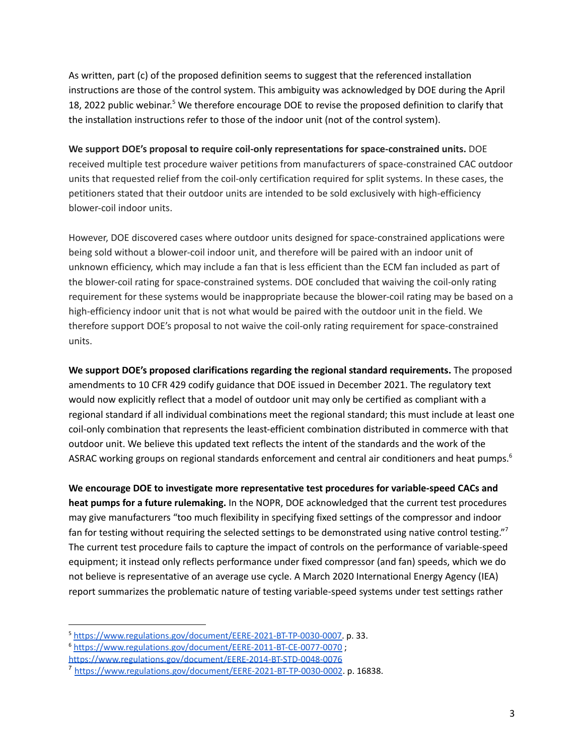As written, part (c) of the proposed definition seems to suggest that the referenced installation instructions are those of the control system. This ambiguity was acknowledged by DOE during the April 18, 2022 public webinar.[5] We therefore encourage DOE to revise the proposed definition to clarify that the installation instructions refer to those of the indoor unit (not of the control system).

**We support DOE's proposal to require coil-only representations for space-constrained units.** DOE received multiple test procedure waiver petitions from manufacturers of space-constrained CAC outdoor units that requested relief from the coil-only certification required for split systems. In these cases, the petitioners stated that their outdoor units are intended to be sold exclusively with high-efficiency blower-coil indoor units.

However, DOE discovered cases where outdoor units designed for space-constrained applications were being sold without a blower-coil indoor unit, and therefore will be paired with an indoor unit of unknown efficiency, which may include a fan that is less efficient than the ECM fan included as part of the blower-coil rating for space-constrained systems. DOE concluded that waiving the coil-only rating requirement for these systems would be inappropriate because the blower-coil rating may be based on a high-efficiency indoor unit that is not what would be paired with the outdoor unit in the field. We therefore support DOE's proposal to not waive the coil-only rating requirement for space-constrained units.

**We support DOE's proposed clarifications regarding the regional standard requirements.** The proposed amendments to 10 CFR 429 codify guidance that DOE issued in December 2021. The regulatory text would now explicitly reflect that a model of outdoor unit may only be certified as compliant with a regional standard if all individual combinations meet the regional standard; this must include at least one coil-only combination that represents the least-efficient combination distributed in commerce with that outdoor unit. We believe this updated text reflects the intent of the standards and the work of the ASRAC working groups on regional standards enforcement and central air conditioners and heat pumps.[6]

**We encourage DOE to investigate more representative test procedures for variable-speed CACs and heat pumps for a future rulemaking.** In the NOPR, DOE acknowledged that the current test procedures may give manufacturers "too much flexibility in specifying fixed settings of the compressor and indoor fan for testing without requiring the selected settings to be demonstrated using native control testing."[7] The current test procedure fails to capture the impact of controls on the performance of variable-speed equipment; it instead only reflects performance under fixed compressor (and fan) speeds, which we do not believe is representative of an average use cycle. A March 2020 International Energy Agency (IEA) report summarizes the problematic nature of testing variable-speed systems under test settings rather

[5] https://www.regulations.gov/document/EERE-2021-BT-TP-0030-0007. p. 33.

[6] https://www.regulations.gov/document/EERE-2011-BT-CE-0077-0070 ; https://www.regulations.gov/document/EERE-2014-BT-STD-0048-0076

[7] https://www.regulations.gov/document/EERE-2021-BT-TP-0030-0002. p. 16838.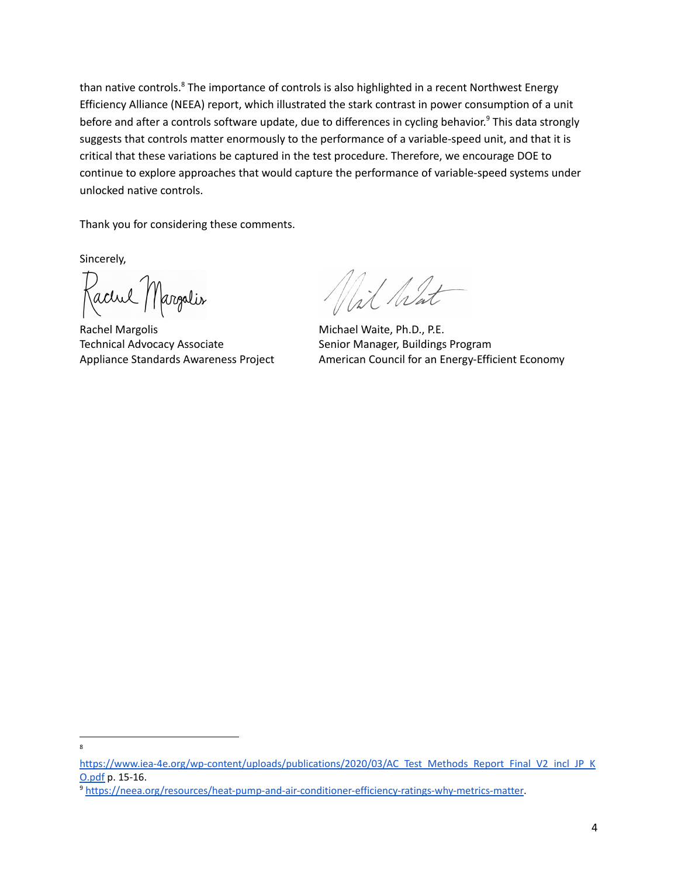than native controls.[8] The importance of controls is also highlighted in a recent Northwest Energy Efficiency Alliance (NEEA) report, which illustrated the stark contrast in power consumption of a unit before and after a controls software update, due to differences in cycling behavior.[9] This data strongly suggests that controls matter enormously to the performance of a variable-speed unit, and that it is critical that these variations be captured in the test procedure. Therefore, we encourage DOE to continue to explore approaches that would capture the performance of variable-speed systems under unlocked native controls.

Thank you for considering these comments.

Sincerely,

Rachel Margolis
Technical Advocacy Associate
Appliance Standards Awareness Project

Michael Waite, Ph.D., P.E.
Senior Manager, Buildings Program
American Council for an Energy-Efficient Economy

---

[8] https://www.iea-4e.org/wp-content/uploads/publications/2020/03/AC_Test_Methods_Report_Final_V2_incl_JP_KO.pdf p. 15-16.

[9] https://neea.org/resources/heat-pump-and-air-conditioner-efficiency-ratings-why-metrics-matter.